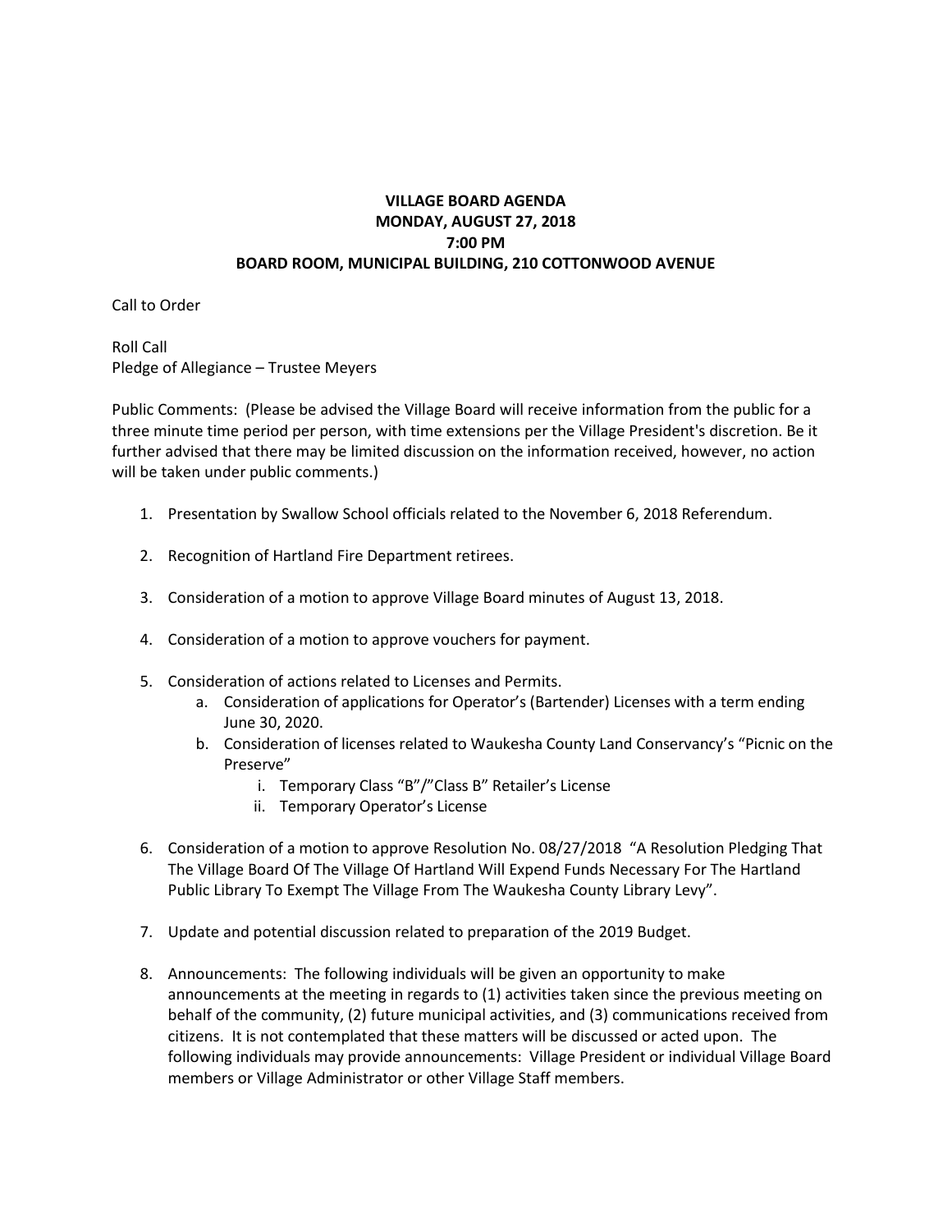# VILLAGE BOARD AGENDA
## MONDAY, AUGUST 27, 2018
## 7:00 PM
## BOARD ROOM, MUNICIPAL BUILDING, 210 COTTONWOOD AVENUE

Call to Order

Roll Call
Pledge of Allegiance – Trustee Meyers

Public Comments: (Please be advised the Village Board will receive information from the public for a three minute time period per person, with time extensions per the Village President's discretion. Be it further advised that there may be limited discussion on the information received, however, no action will be taken under public comments.)

1. Presentation by Swallow School officials related to the November 6, 2018 Referendum.

2. Recognition of Hartland Fire Department retirees.

3. Consideration of a motion to approve Village Board minutes of August 13, 2018.

4. Consideration of a motion to approve vouchers for payment.

5. Consideration of actions related to Licenses and Permits.
   a. Consideration of applications for Operator's (Bartender) Licenses with a term ending June 30, 2020.
   b. Consideration of licenses related to Waukesha County Land Conservancy's "Picnic on the Preserve"
      i. Temporary Class "B"/"Class B" Retailer's License
      ii. Temporary Operator's License

6. Consideration of a motion to approve Resolution No. 08/27/2018 "A Resolution Pledging That The Village Board Of The Village Of Hartland Will Expend Funds Necessary For The Hartland Public Library To Exempt The Village From The Waukesha County Library Levy".

7. Update and potential discussion related to preparation of the 2019 Budget.

8. Announcements: The following individuals will be given an opportunity to make announcements at the meeting in regards to (1) activities taken since the previous meeting on behalf of the community, (2) future municipal activities, and (3) communications received from citizens. It is not contemplated that these matters will be discussed or acted upon. The following individuals may provide announcements: Village President or individual Village Board members or Village Administrator or other Village Staff members.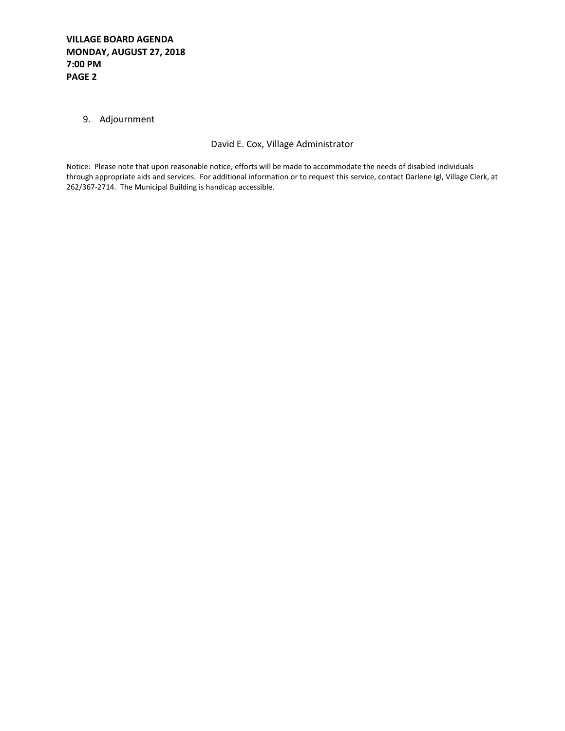9. Adjournment

David E. Cox, Village Administrator

Notice: Please note that upon reasonable notice, efforts will be made to accommodate the needs of disabled individuals through appropriate aids and services. For additional information or to request this service, contact Darlene Igl, Village Clerk, at 262/367-2714. The Municipal Building is handicap accessible.